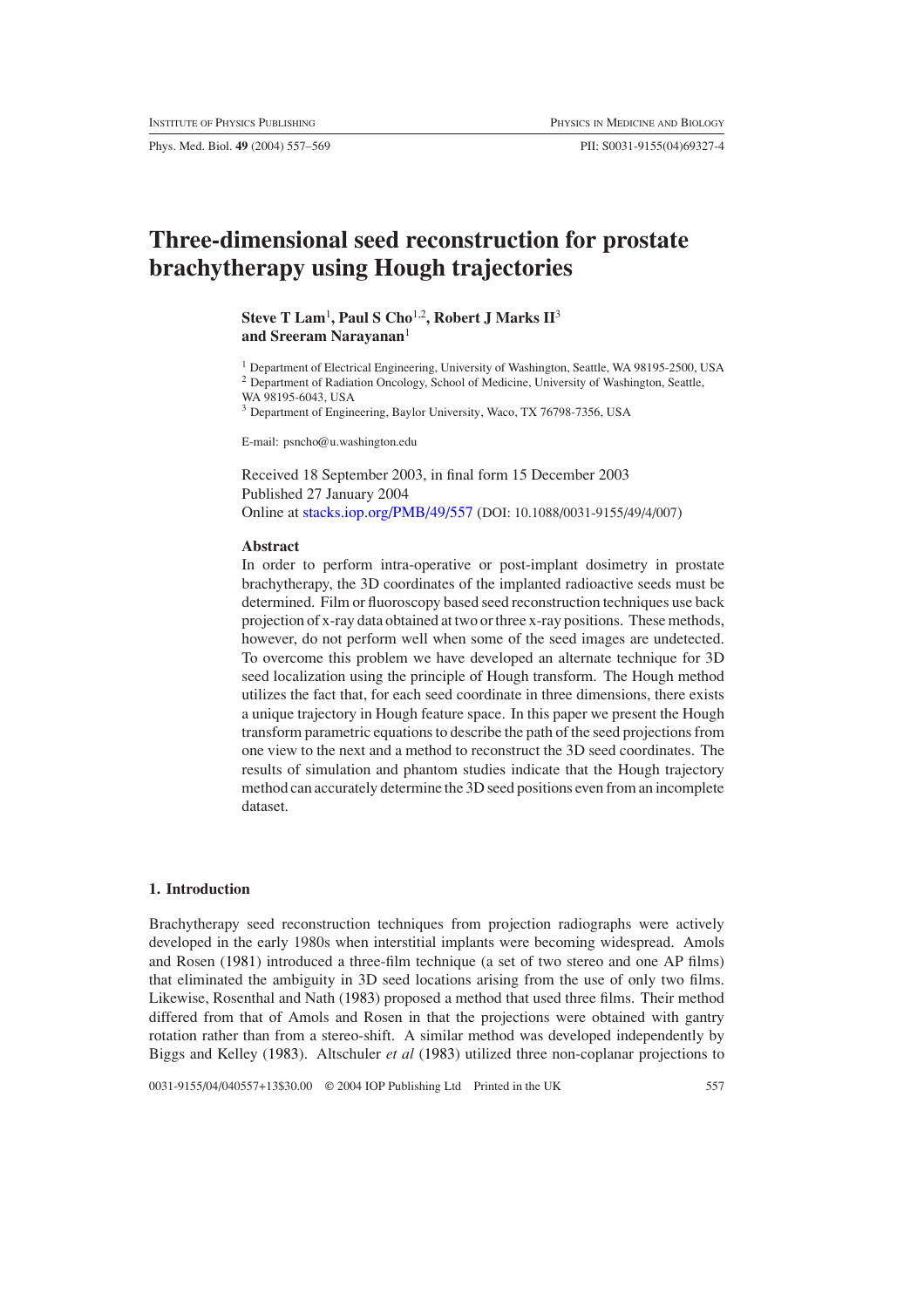# Three-dimensional seed reconstruction for prostate brachytherapy using Hough trajectories

**Steve T Lam**[1], **Paul S Cho**[1,2], **Robert J Marks II**[3] **and Sreeram Narayanan**[1]

[1] Department of Electrical Engineering, University of Washington, Seattle, WA 98195-2500, USA
[2] Department of Radiation Oncology, School of Medicine, University of Washington, Seattle, WA 98195-6043, USA
[3] Department of Engineering, Baylor University, Waco, TX 76798-7356, USA

E-mail: psncho@u.washington.edu

Received 18 September 2003, in final form 15 December 2003
Published 27 January 2004
Online at stacks.iop.org/PMB/49/557 (DOI: 10.1088/0031-9155/49/4/007)

## Abstract

In order to perform intra-operative or post-implant dosimetry in prostate brachytherapy, the 3D coordinates of the implanted radioactive seeds must be determined. Film or fluoroscopy based seed reconstruction techniques use back projection of x-ray data obtained at two or three x-ray positions. These methods, however, do not perform well when some of the seed images are undetected. To overcome this problem we have developed an alternate technique for 3D seed localization using the principle of Hough transform. The Hough method utilizes the fact that, for each seed coordinate in three dimensions, there exists a unique trajectory in Hough feature space. In this paper we present the Hough transform parametric equations to describe the path of the seed projections from one view to the next and a method to reconstruct the 3D seed coordinates. The results of simulation and phantom studies indicate that the Hough trajectory method can accurately determine the 3D seed positions even from an incomplete dataset.

## 1. Introduction

Brachytherapy seed reconstruction techniques from projection radiographs were actively developed in the early 1980s when interstitial implants were becoming widespread. Amols and Rosen (1981) introduced a three-film technique (a set of two stereo and one AP films) that eliminated the ambiguity in 3D seed locations arising from the use of only two films. Likewise, Rosenthal and Nath (1983) proposed a method that used three films. Their method differed from that of Amols and Rosen in that the projections were obtained with gantry rotation rather than from a stereo-shift. A similar method was developed independently by Biggs and Kelley (1983). Altschuler *et al* (1983) utilized three non-coplanar projections to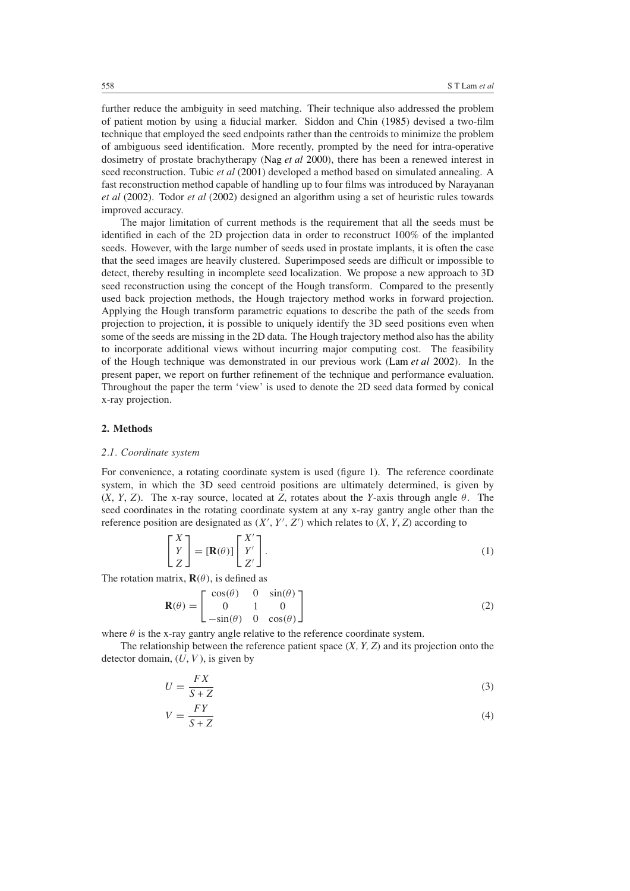further reduce the ambiguity in seed matching. Their technique also addressed the problem of patient motion by using a fiducial marker. Siddon and Chin (1985) devised a two-film technique that employed the seed endpoints rather than the centroids to minimize the problem of ambiguous seed identification. More recently, prompted by the need for intra-operative dosimetry of prostate brachytherapy (Nag *et al* 2000), there has been a renewed interest in seed reconstruction. Tubic *et al* (2001) developed a method based on simulated annealing. A fast reconstruction method capable of handling up to four films was introduced by Narayanan *et al* (2002). Todor *et al* (2002) designed an algorithm using a set of heuristic rules towards improved accuracy.

The major limitation of current methods is the requirement that all the seeds must be identified in each of the 2D projection data in order to reconstruct 100% of the implanted seeds. However, with the large number of seeds used in prostate implants, it is often the case that the seed images are heavily clustered. Superimposed seeds are difficult or impossible to detect, thereby resulting in incomplete seed localization. We propose a new approach to 3D seed reconstruction using the concept of the Hough transform. Compared to the presently used back projection methods, the Hough trajectory method works in forward projection. Applying the Hough transform parametric equations to describe the path of the seeds from projection to projection, it is possible to uniquely identify the 3D seed positions even when some of the seeds are missing in the 2D data. The Hough trajectory method also has the ability to incorporate additional views without incurring major computing cost. The feasibility of the Hough technique was demonstrated in our previous work (Lam *et al* 2002). In the present paper, we report on further refinement of the technique and performance evaluation. Throughout the paper the term 'view' is used to denote the 2D seed data formed by conical x-ray projection.

## 2. Methods

### *2.1. Coordinate system*

For convenience, a rotating coordinate system is used (figure 1). The reference coordinate system, in which the 3D seed centroid positions are ultimately determined, is given by $(X, Y, Z)$. The x-ray source, located at $Z$, rotates about the $Y$-axis through angle $\theta$. The seed coordinates in the rotating coordinate system at any x-ray gantry angle other than the reference position are designated as $(X', Y', Z')$ which relates to $(X, Y, Z)$ according to

$$\begin{bmatrix} X \\ Y \\ Z \end{bmatrix} = [\mathbf{R}(\theta)] \begin{bmatrix} X' \\ Y' \\ Z' \end{bmatrix}. \tag{1}$$

The rotation matrix, $\mathbf{R}(\theta)$, is defined as

$$\mathbf{R}(\theta) = \begin{bmatrix} \cos(\theta) & 0 & \sin(\theta) \\ 0 & 1 & 0 \\ -\sin(\theta) & 0 & \cos(\theta) \end{bmatrix} \tag{2}$$

where $\theta$ is the x-ray gantry angle relative to the reference coordinate system.

The relationship between the reference patient space $(X, Y, Z)$ and its projection onto the detector domain, $(U, V)$, is given by

$$U = \frac{FX}{S + Z} \tag{3}$$

$$V = \frac{FY}{S + Z} \tag{4}$$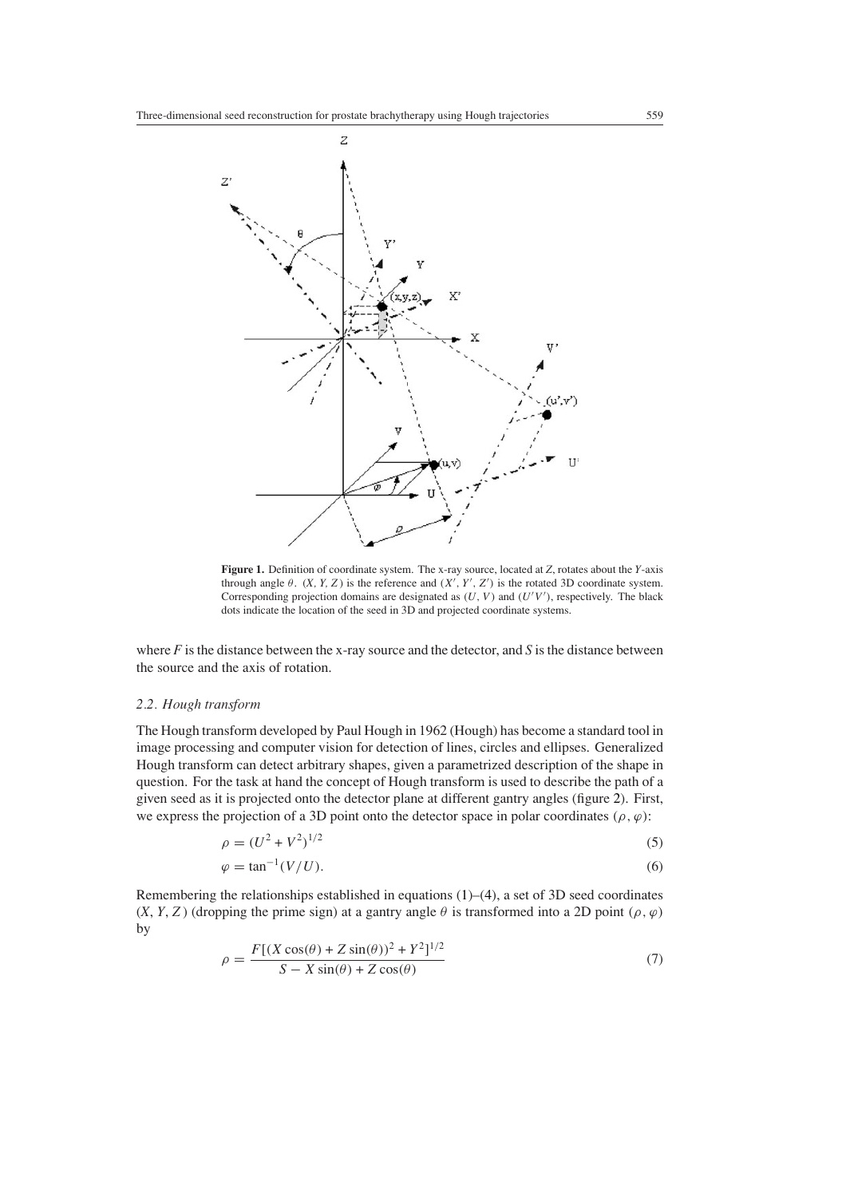Z

Z'

θ

Y'

Y

(x,y,z)

X'

X

V'

(u',v')

V

(u,v)

φ

U

U'

ρ

**Figure 1.** Definition of coordinate system. The x-ray source, located at $Z$, rotates about the $Y$-axis through angle $\theta$. $(X, Y, Z)$ is the reference and $(X', Y', Z')$ is the rotated 3D coordinate system. Corresponding projection domains are designated as $(U, V)$ and $(U'V')$, respectively. The black dots indicate the location of the seed in 3D and projected coordinate systems.

where $F$ is the distance between the x-ray source and the detector, and $S$ is the distance between the source and the axis of rotation.

### 2.2. Hough transform

The Hough transform developed by Paul Hough in 1962 (Hough) has become a standard tool in image processing and computer vision for detection of lines, circles and ellipses. Generalized Hough transform can detect arbitrary shapes, given a parametrized description of the shape in question. For the task at hand the concept of Hough transform is used to describe the path of a given seed as it is projected onto the detector plane at different gantry angles (figure 2). First, we express the projection of a 3D point onto the detector space in polar coordinates $(\rho, \varphi)$:

$$\rho = (U^2 + V^2)^{1/2} \tag{5}$$

$$\varphi = \tan^{-1}(V/U). \tag{6}$$

Remembering the relationships established in equations (1)–(4), a set of 3D seed coordinates $(X, Y, Z)$ (dropping the prime sign) at a gantry angle $\theta$ is transformed into a 2D point $(\rho, \varphi)$ by

$$\rho = \frac{F[(X\cos(\theta) + Z\sin(\theta))^2 + Y^2]^{1/2}}{S - X\sin(\theta) + Z\cos(\theta)} \tag{7}$$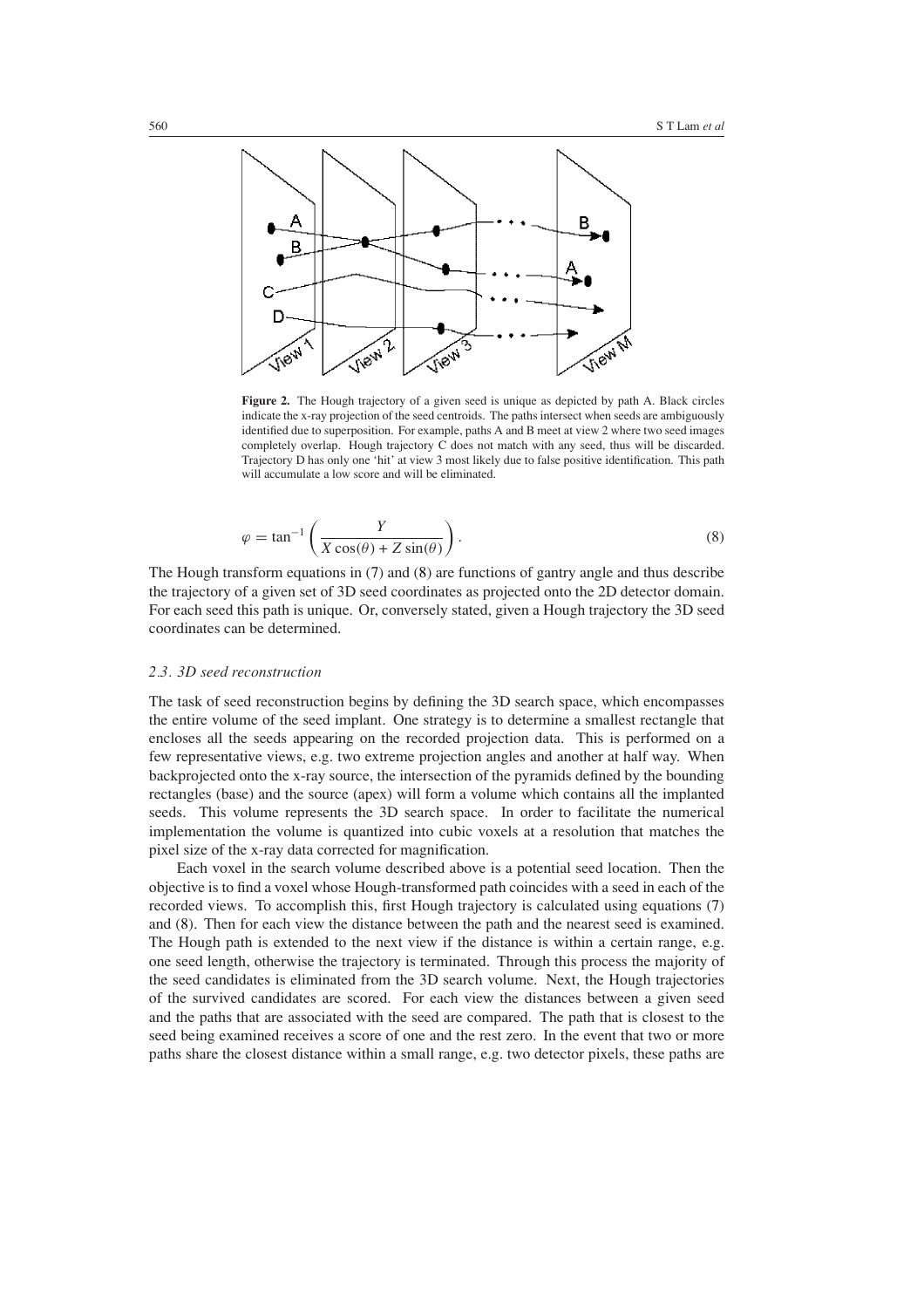A

B

C

D

View 1

View 2

View 3

B

A

View M

**Figure 2.** The Hough trajectory of a given seed is unique as depicted by path A. Black circles indicate the x-ray projection of the seed centroids. The paths intersect when seeds are ambiguously identified due to superposition. For example, paths A and B meet at view 2 where two seed images completely overlap. Hough trajectory C does not match with any seed, thus will be discarded. Trajectory D has only one 'hit' at view 3 most likely due to false positive identification. This path will accumulate a low score and will be eliminated.

$$\varphi = \tan^{-1}\left(\frac{Y}{X\cos(\theta) + Z\sin(\theta)}\right). \tag{8}$$

The Hough transform equations in (7) and (8) are functions of gantry angle and thus describe the trajectory of a given set of 3D seed coordinates as projected onto the 2D detector domain. For each seed this path is unique. Or, conversely stated, given a Hough trajectory the 3D seed coordinates can be determined.

### *2.3. 3D seed reconstruction*

The task of seed reconstruction begins by defining the 3D search space, which encompasses the entire volume of the seed implant. One strategy is to determine a smallest rectangle that encloses all the seeds appearing on the recorded projection data. This is performed on a few representative views, e.g. two extreme projection angles and another at half way. When backprojected onto the x-ray source, the intersection of the pyramids defined by the bounding rectangles (base) and the source (apex) will form a volume which contains all the implanted seeds. This volume represents the 3D search space. In order to facilitate the numerical implementation the volume is quantized into cubic voxels at a resolution that matches the pixel size of the x-ray data corrected for magnification.

Each voxel in the search volume described above is a potential seed location. Then the objective is to find a voxel whose Hough-transformed path coincides with a seed in each of the recorded views. To accomplish this, first Hough trajectory is calculated using equations (7) and (8). Then for each view the distance between the path and the nearest seed is examined. The Hough path is extended to the next view if the distance is within a certain range, e.g. one seed length, otherwise the trajectory is terminated. Through this process the majority of the seed candidates is eliminated from the 3D search volume. Next, the Hough trajectories of the survived candidates are scored. For each view the distances between a given seed and the paths that are associated with the seed are compared. The path that is closest to the seed being examined receives a score of one and the rest zero. In the event that two or more paths share the closest distance within a small range, e.g. two detector pixels, these paths are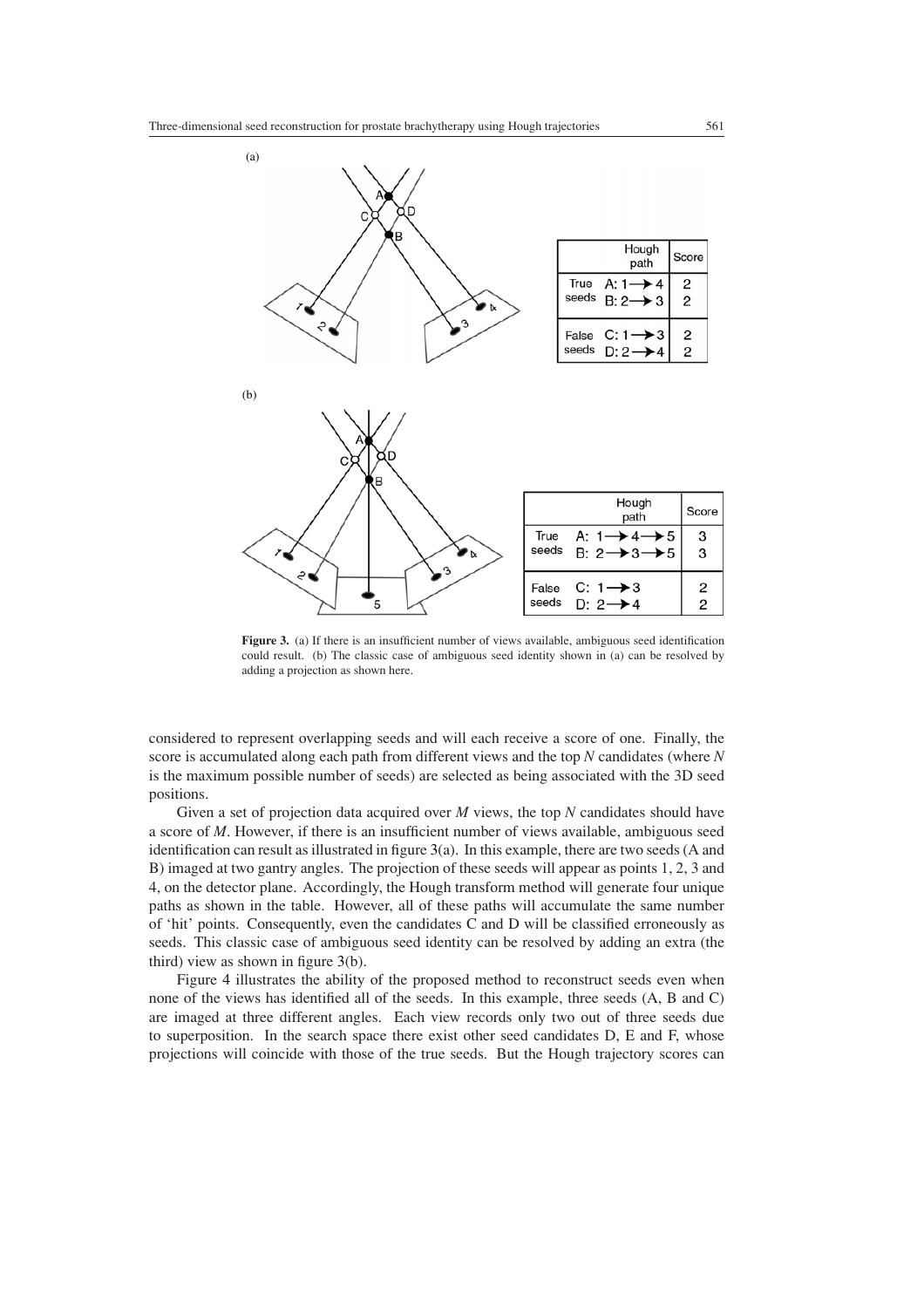(a)

| | Hough path | Score |
|---|---|---|
| True seeds | A: 1 → 4 | 2 |
| | B: 2 → 3 | 2 |
| False seeds | C: 1 → 3 | 2 |
| | D: 2 → 4 | 2 |

(b)

| | Hough path | Score |
|---|---|---|
| True seeds | A: 1 → 4 → 5 | 3 |
| | B: 2 → 3 → 5 | 3 |
| False seeds | C: 1 → 3 | 2 |
| | D: 2 → 4 | 2 |

**Figure 3.** (a) If there is an insufficient number of views available, ambiguous seed identification could result. (b) The classic case of ambiguous seed identity shown in (a) can be resolved by adding a projection as shown here.

considered to represent overlapping seeds and will each receive a score of one. Finally, the score is accumulated along each path from different views and the top $N$ candidates (where $N$ is the maximum possible number of seeds) are selected as being associated with the 3D seed positions.

Given a set of projection data acquired over $M$ views, the top $N$ candidates should have a score of $M$. However, if there is an insufficient number of views available, ambiguous seed identification can result as illustrated in figure 3(a). In this example, there are two seeds (A and B) imaged at two gantry angles. The projection of these seeds will appear as points 1, 2, 3 and 4, on the detector plane. Accordingly, the Hough transform method will generate four unique paths as shown in the table. However, all of these paths will accumulate the same number of 'hit' points. Consequently, even the candidates C and D will be classified erroneously as seeds. This classic case of ambiguous seed identity can be resolved by adding an extra (the third) view as shown in figure 3(b).

Figure 4 illustrates the ability of the proposed method to reconstruct seeds even when none of the views has identified all of the seeds. In this example, three seeds (A, B and C) are imaged at three different angles. Each view records only two out of three seeds due to superposition. In the search space there exist other seed candidates D, E and F, whose projections will coincide with those of the true seeds. But the Hough trajectory scores can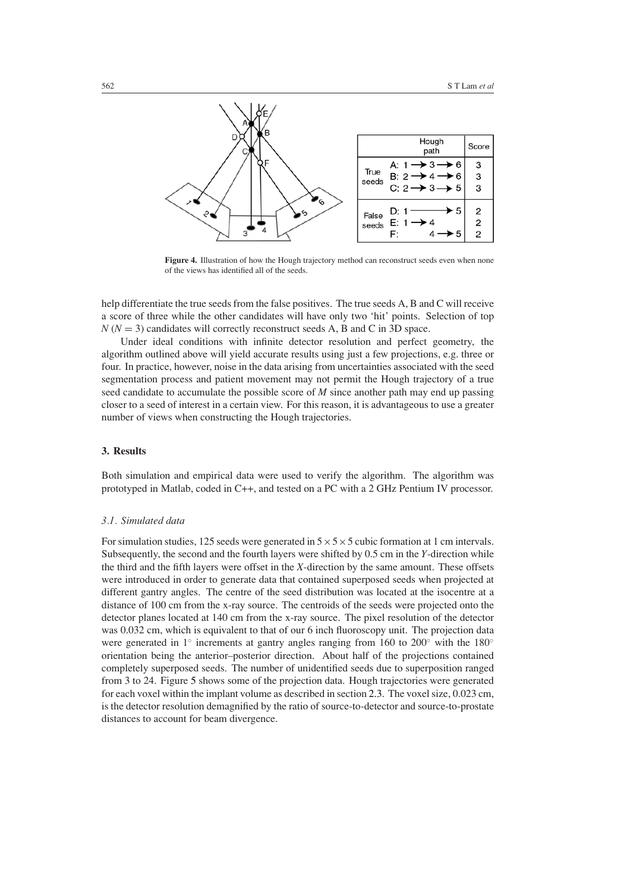| | Hough path | Score |
|---|---|---|
| True seeds | A: 1 → 3 → 6 | 3 |
| | B: 2 → 4 → 6 | 3 |
| | C: 2 → 3 → 5 | 3 |
| False seeds | D: 1 → 5 | 2 |
| | E: 1 → 4 | 2 |
| | F: 4 → 5 | 2 |

**Figure 4.** Illustration of how the Hough trajectory method can reconstruct seeds even when none of the views has identified all of the seeds.

help differentiate the true seeds from the false positives. The true seeds A, B and C will receive a score of three while the other candidates will have only two 'hit' points. Selection of top $N$ ($N = 3$) candidates will correctly reconstruct seeds A, B and C in 3D space.

Under ideal conditions with infinite detector resolution and perfect geometry, the algorithm outlined above will yield accurate results using just a few projections, e.g. three or four. In practice, however, noise in the data arising from uncertainties associated with the seed segmentation process and patient movement may not permit the Hough trajectory of a true seed candidate to accumulate the possible score of $M$ since another path may end up passing closer to a seed of interest in a certain view. For this reason, it is advantageous to use a greater number of views when constructing the Hough trajectories.

## 3. Results

Both simulation and empirical data were used to verify the algorithm. The algorithm was prototyped in Matlab, coded in C++, and tested on a PC with a 2 GHz Pentium IV processor.

### *3.1. Simulated data*

For simulation studies, 125 seeds were generated in $5 \times 5 \times 5$ cubic formation at 1 cm intervals. Subsequently, the second and the fourth layers were shifted by 0.5 cm in the $Y$-direction while the third and the fifth layers were offset in the $X$-direction by the same amount. These offsets were introduced in order to generate data that contained superposed seeds when projected at different gantry angles. The centre of the seed distribution was located at the isocentre at a distance of 100 cm from the x-ray source. The centroids of the seeds were projected onto the detector planes located at 140 cm from the x-ray source. The pixel resolution of the detector was 0.032 cm, which is equivalent to that of our 6 inch fluoroscopy unit. The projection data were generated in $1^{\circ}$ increments at gantry angles ranging from 160 to $200^{\circ}$ with the $180^{\circ}$ orientation being the anterior–posterior direction. About half of the projections contained completely superposed seeds. The number of unidentified seeds due to superposition ranged from 3 to 24. Figure 5 shows some of the projection data. Hough trajectories were generated for each voxel within the implant volume as described in section 2.3. The voxel size, 0.023 cm, is the detector resolution demagnified by the ratio of source-to-detector and source-to-prostate distances to account for beam divergence.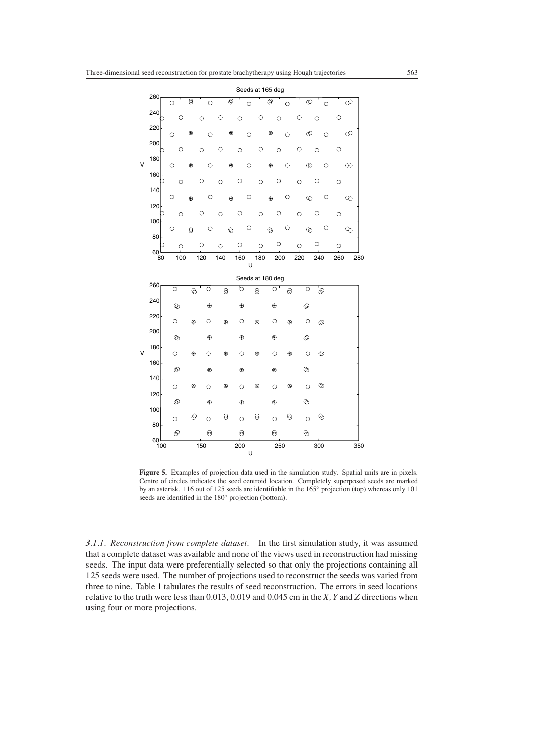Seeds at 165 deg

V

U

260
240
220
200
180
160
140
120
100
80
60

80 100 120 140 160 180 200 220 240 260 280

Seeds at 180 deg

V

U

260
240
220
200
180
160
140
120
100
80
60

100 150 200 250 300 350

**Figure 5.** Examples of projection data used in the simulation study. Spatial units are in pixels. Centre of circles indicates the seed centroid location. Completely superposed seeds are marked by an asterisk. 116 out of 125 seeds are identifiable in the 165° projection (top) whereas only 101 seeds are identified in the 180° projection (bottom).

*3.1.1. Reconstruction from complete dataset.* In the first simulation study, it was assumed that a complete dataset was available and none of the views used in reconstruction had missing seeds. The input data were preferentially selected so that only the projections containing all 125 seeds were used. The number of projections used to reconstruct the seeds was varied from three to nine. Table 1 tabulates the results of seed reconstruction. The errors in seed locations relative to the truth were less than 0.013, 0.019 and 0.045 cm in the *X*, *Y* and *Z* directions when using four or more projections.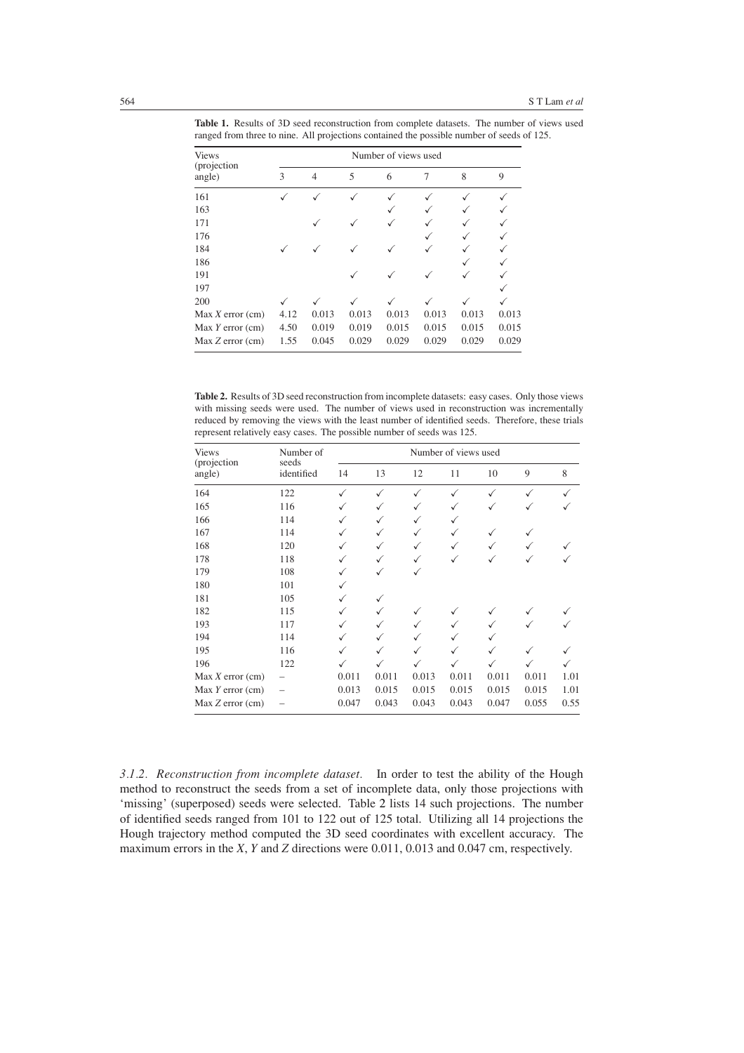**Table 1.** Results of 3D seed reconstruction from complete datasets. The number of views used ranged from three to nine. All projections contained the possible number of seeds of 125.

| Views (projection angle) | Number of views used | | | | | | |
|---|---|---|---|---|---|---|---|
| | 3 | 4 | 5 | 6 | 7 | 8 | 9 |
| 161 | ✓ | ✓ | ✓ | ✓ | ✓ | ✓ | ✓ |
| 163 | | | | ✓ | ✓ | ✓ | ✓ |
| 171 | | ✓ | ✓ | ✓ | ✓ | ✓ | ✓ |
| 176 | | | | | ✓ | ✓ | ✓ |
| 184 | ✓ | ✓ | ✓ | ✓ | ✓ | ✓ | ✓ |
| 186 | | | | | | ✓ | ✓ |
| 191 | | | ✓ | ✓ | ✓ | ✓ | ✓ |
| 197 | | | | | | | ✓ |
| 200 | ✓ | ✓ | ✓ | ✓ | ✓ | ✓ | ✓ |
| Max *X* error (cm) | 4.12 | 0.013 | 0.013 | 0.013 | 0.013 | 0.013 | 0.013 |
| Max *Y* error (cm) | 4.50 | 0.019 | 0.019 | 0.015 | 0.015 | 0.015 | 0.015 |
| Max *Z* error (cm) | 1.55 | 0.045 | 0.029 | 0.029 | 0.029 | 0.029 | 0.029 |

**Table 2.** Results of 3D seed reconstruction from incomplete datasets: easy cases. Only those views with missing seeds were used. The number of views used in reconstruction was incrementally reduced by removing the views with the least number of identified seeds. Therefore, these trials represent relatively easy cases. The possible number of seeds was 125.

| Views (projection angle) | Number of seeds identified | Number of views used | | | | | | |
|---|---|---|---|---|---|---|---|---|
| | | 14 | 13 | 12 | 11 | 10 | 9 | 8 |
| 164 | 122 | ✓ | ✓ | ✓ | ✓ | ✓ | ✓ | ✓ |
| 165 | 116 | ✓ | ✓ | ✓ | ✓ | ✓ | ✓ | ✓ |
| 166 | 114 | ✓ | ✓ | ✓ | ✓ | | | |
| 167 | 114 | ✓ | ✓ | ✓ | ✓ | ✓ | ✓ | |
| 168 | 120 | ✓ | ✓ | ✓ | ✓ | ✓ | ✓ | ✓ |
| 178 | 118 | ✓ | ✓ | ✓ | ✓ | ✓ | ✓ | ✓ |
| 179 | 108 | ✓ | ✓ | ✓ | | | | |
| 180 | 101 | ✓ | | | | | | |
| 181 | 105 | ✓ | ✓ | | | | | |
| 182 | 115 | ✓ | ✓ | ✓ | ✓ | ✓ | ✓ | ✓ |
| 193 | 117 | ✓ | ✓ | ✓ | ✓ | ✓ | ✓ | ✓ |
| 194 | 114 | ✓ | ✓ | ✓ | ✓ | ✓ | | |
| 195 | 116 | ✓ | ✓ | ✓ | ✓ | ✓ | ✓ | ✓ |
| 196 | 122 | ✓ | ✓ | ✓ | ✓ | ✓ | ✓ | ✓ |
| Max *X* error (cm) | – | 0.011 | 0.011 | 0.013 | 0.011 | 0.011 | 0.011 | 1.01 |
| Max *Y* error (cm) | – | 0.013 | 0.015 | 0.015 | 0.015 | 0.015 | 0.015 | 1.01 |
| Max *Z* error (cm) | – | 0.047 | 0.043 | 0.043 | 0.043 | 0.047 | 0.055 | 0.55 |

#### *3.1.2. Reconstruction from incomplete dataset.*

In order to test the ability of the Hough method to reconstruct the seeds from a set of incomplete data, only those projections with 'missing' (superposed) seeds were selected. Table 2 lists 14 such projections. The number of identified seeds ranged from 101 to 122 out of 125 total. Utilizing all 14 projections the Hough trajectory method computed the 3D seed coordinates with excellent accuracy. The maximum errors in the *X*, *Y* and *Z* directions were 0.011, 0.013 and 0.047 cm, respectively.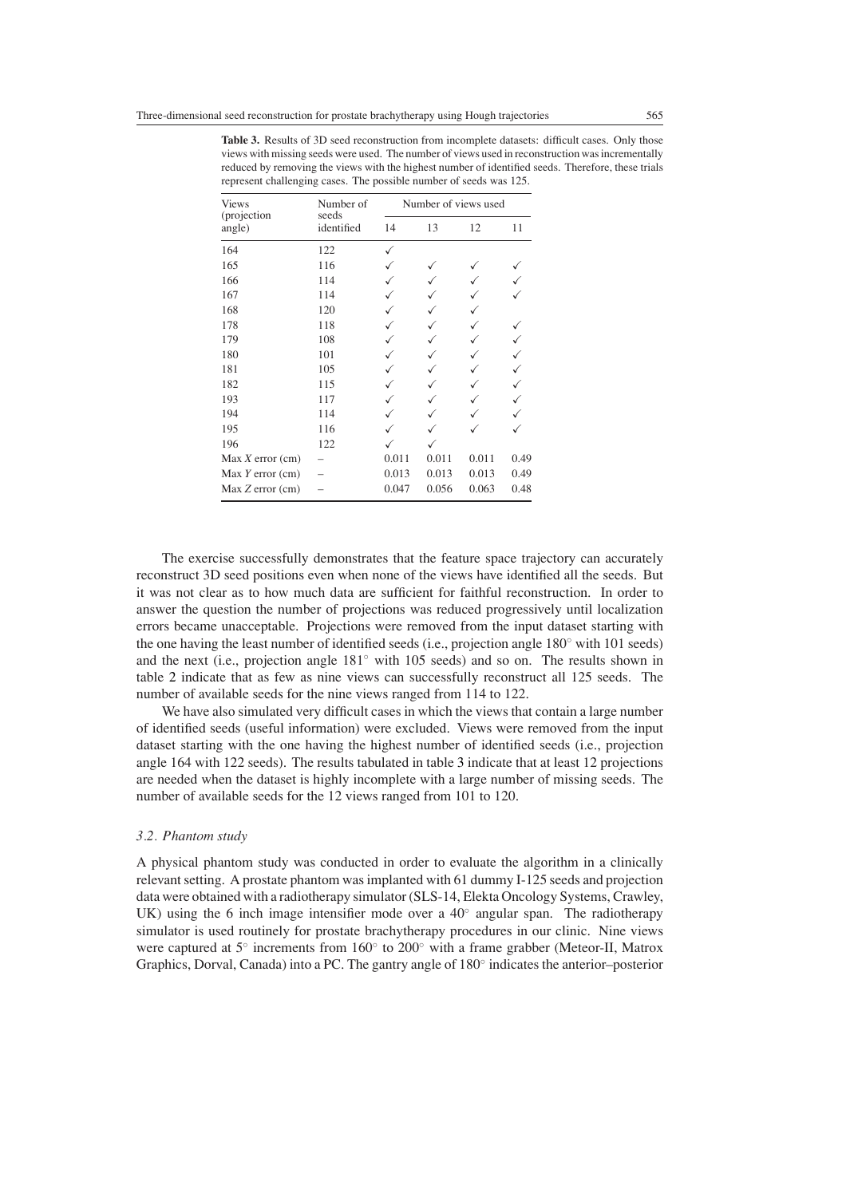**Table 3.** Results of 3D seed reconstruction from incomplete datasets: difficult cases. Only those views with missing seeds were used. The number of views used in reconstruction was incrementally reduced by removing the views with the highest number of identified seeds. Therefore, these trials represent challenging cases. The possible number of seeds was 125.

| Views (projection angle) | Number of seeds identified | Number of views used | | | |
|---|---|---|---|---|---|
| | | 14 | 13 | 12 | 11 |
| 164 | 122 | ✓ | | | |
| 165 | 116 | ✓ | ✓ | ✓ | ✓ |
| 166 | 114 | ✓ | ✓ | ✓ | ✓ |
| 167 | 114 | ✓ | ✓ | ✓ | ✓ |
| 168 | 120 | ✓ | ✓ | ✓ | |
| 178 | 118 | ✓ | ✓ | ✓ | ✓ |
| 179 | 108 | ✓ | ✓ | ✓ | ✓ |
| 180 | 101 | ✓ | ✓ | ✓ | ✓ |
| 181 | 105 | ✓ | ✓ | ✓ | ✓ |
| 182 | 115 | ✓ | ✓ | ✓ | ✓ |
| 193 | 117 | ✓ | ✓ | ✓ | ✓ |
| 194 | 114 | ✓ | ✓ | ✓ | ✓ |
| 195 | 116 | ✓ | ✓ | ✓ | ✓ |
| 196 | 122 | ✓ | ✓ | | |
| Max $X$ error (cm) | – | 0.011 | 0.011 | 0.011 | 0.49 |
| Max $Y$ error (cm) | – | 0.013 | 0.013 | 0.013 | 0.49 |
| Max $Z$ error (cm) | – | 0.047 | 0.056 | 0.063 | 0.48 |

The exercise successfully demonstrates that the feature space trajectory can accurately reconstruct 3D seed positions even when none of the views have identified all the seeds. But it was not clear as to how much data are sufficient for faithful reconstruction. In order to answer the question the number of projections was reduced progressively until localization errors became unacceptable. Projections were removed from the input dataset starting with the one having the least number of identified seeds (i.e., projection angle 180° with 101 seeds) and the next (i.e., projection angle 181° with 105 seeds) and so on. The results shown in table 2 indicate that as few as nine views can successfully reconstruct all 125 seeds. The number of available seeds for the nine views ranged from 114 to 122.

We have also simulated very difficult cases in which the views that contain a large number of identified seeds (useful information) were excluded. Views were removed from the input dataset starting with the one having the highest number of identified seeds (i.e., projection angle 164 with 122 seeds). The results tabulated in table 3 indicate that at least 12 projections are needed when the dataset is highly incomplete with a large number of missing seeds. The number of available seeds for the 12 views ranged from 101 to 120.

### 3.2. Phantom study

A physical phantom study was conducted in order to evaluate the algorithm in a clinically relevant setting. A prostate phantom was implanted with 61 dummy I-125 seeds and projection data were obtained with a radiotherapy simulator (SLS-14, Elekta Oncology Systems, Crawley, UK) using the 6 inch image intensifier mode over a 40° angular span. The radiotherapy simulator is used routinely for prostate brachytherapy procedures in our clinic. Nine views were captured at 5° increments from 160° to 200° with a frame grabber (Meteor-II, Matrox Graphics, Dorval, Canada) into a PC. The gantry angle of 180° indicates the anterior–posterior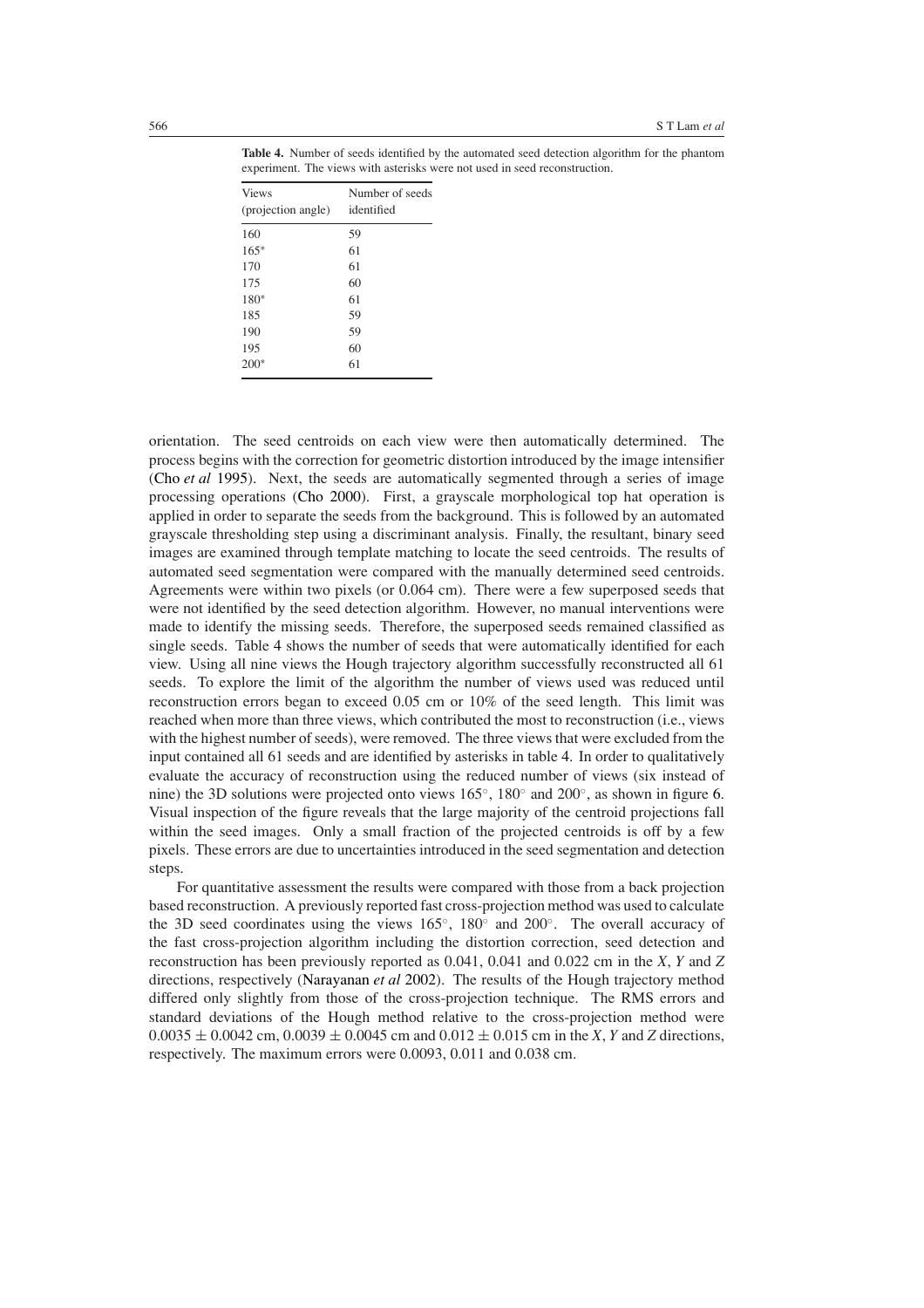**Table 4.** Number of seeds identified by the automated seed detection algorithm for the phantom experiment. The views with asterisks were not used in seed reconstruction.

| Views (projection angle) | Number of seeds identified |
|---|---|
| 160 | 59 |
| 165* | 61 |
| 170 | 61 |
| 175 | 60 |
| 180* | 61 |
| 185 | 59 |
| 190 | 59 |
| 195 | 60 |
| 200* | 61 |

orientation. The seed centroids on each view were then automatically determined. The process begins with the correction for geometric distortion introduced by the image intensifier (Cho *et al* 1995). Next, the seeds are automatically segmented through a series of image processing operations (Cho 2000). First, a grayscale morphological top hat operation is applied in order to separate the seeds from the background. This is followed by an automated grayscale thresholding step using a discriminant analysis. Finally, the resultant, binary seed images are examined through template matching to locate the seed centroids. The results of automated seed segmentation were compared with the manually determined seed centroids. Agreements were within two pixels (or 0.064 cm). There were a few superposed seeds that were not identified by the seed detection algorithm. However, no manual interventions were made to identify the missing seeds. Therefore, the superposed seeds remained classified as single seeds. Table 4 shows the number of seeds that were automatically identified for each view. Using all nine views the Hough trajectory algorithm successfully reconstructed all 61 seeds. To explore the limit of the algorithm the number of views used was reduced until reconstruction errors began to exceed 0.05 cm or 10% of the seed length. This limit was reached when more than three views, which contributed the most to reconstruction (i.e., views with the highest number of seeds), were removed. The three views that were excluded from the input contained all 61 seeds and are identified by asterisks in table 4. In order to qualitatively evaluate the accuracy of reconstruction using the reduced number of views (six instead of nine) the 3D solutions were projected onto views $165^\circ$, $180^\circ$ and $200^\circ$, as shown in figure 6. Visual inspection of the figure reveals that the large majority of the centroid projections fall within the seed images. Only a small fraction of the projected centroids is off by a few pixels. These errors are due to uncertainties introduced in the seed segmentation and detection steps.

For quantitative assessment the results were compared with those from a back projection based reconstruction. A previously reported fast cross-projection method was used to calculate the 3D seed coordinates using the views $165^\circ$, $180^\circ$ and $200^\circ$. The overall accuracy of the fast cross-projection algorithm including the distortion correction, seed detection and reconstruction has been previously reported as 0.041, 0.041 and 0.022 cm in the $X$, $Y$ and $Z$ directions, respectively (Narayanan *et al* 2002). The results of the Hough trajectory method differed only slightly from those of the cross-projection technique. The RMS errors and standard deviations of the Hough method relative to the cross-projection method were $0.0035 \pm 0.0042$ cm, $0.0039 \pm 0.0045$ cm and $0.012 \pm 0.015$ cm in the $X$, $Y$ and $Z$ directions, respectively. The maximum errors were 0.0093, 0.011 and 0.038 cm.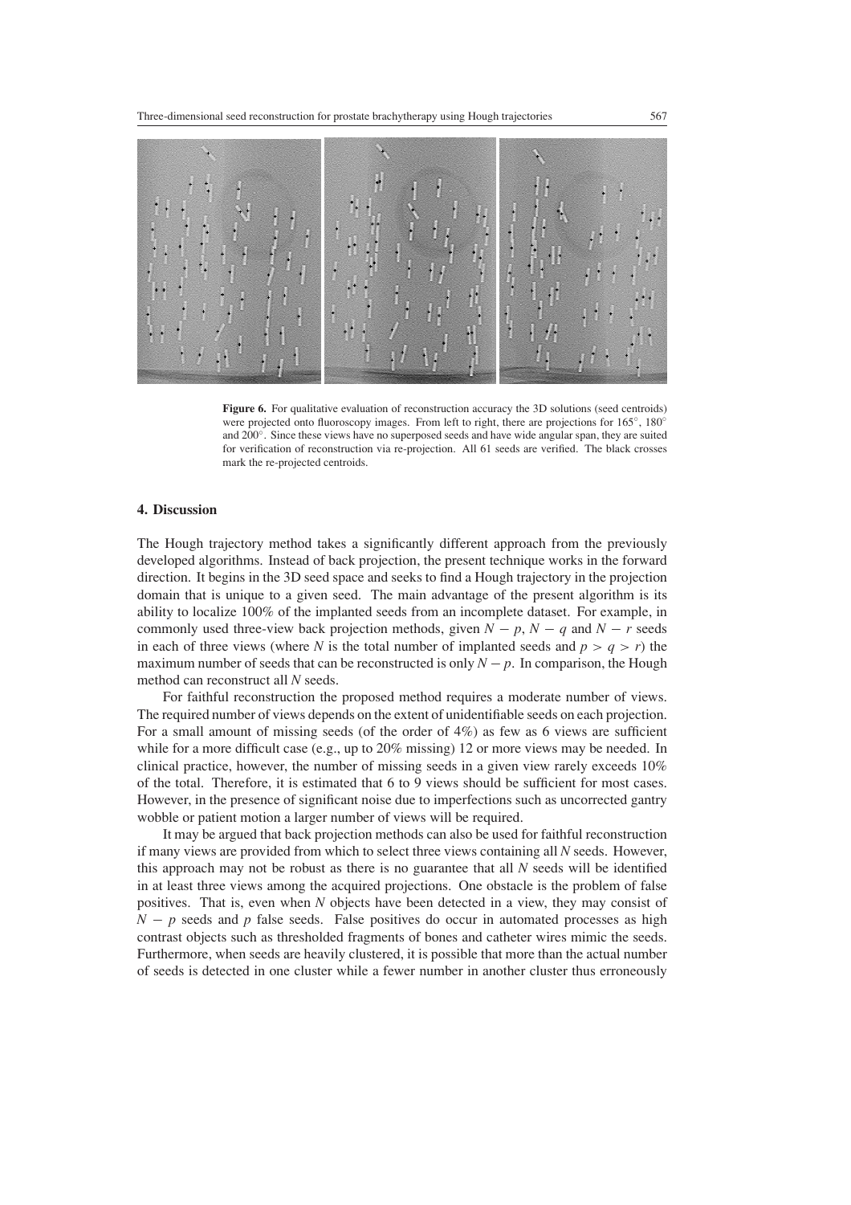**Figure 6.** For qualitative evaluation of reconstruction accuracy the 3D solutions (seed centroids) were projected onto fluoroscopy images. From left to right, there are projections for 165°, 180° and 200°. Since these views have no superposed seeds and have wide angular span, they are suited for verification of reconstruction via re-projection. All 61 seeds are verified. The black crosses mark the re-projected centroids.

## 4. Discussion

The Hough trajectory method takes a significantly different approach from the previously developed algorithms. Instead of back projection, the present technique works in the forward direction. It begins in the 3D seed space and seeks to find a Hough trajectory in the projection domain that is unique to a given seed. The main advantage of the present algorithm is its ability to localize 100% of the implanted seeds from an incomplete dataset. For example, in commonly used three-view back projection methods, given $N - p$, $N - q$ and $N - r$ seeds in each of three views (where $N$ is the total number of implanted seeds and $p > q > r$) the maximum number of seeds that can be reconstructed is only $N - p$. In comparison, the Hough method can reconstruct all $N$ seeds.

For faithful reconstruction the proposed method requires a moderate number of views. The required number of views depends on the extent of unidentifiable seeds on each projection. For a small amount of missing seeds (of the order of 4%) as few as 6 views are sufficient while for a more difficult case (e.g., up to 20% missing) 12 or more views may be needed. In clinical practice, however, the number of missing seeds in a given view rarely exceeds 10% of the total. Therefore, it is estimated that 6 to 9 views should be sufficient for most cases. However, in the presence of significant noise due to imperfections such as uncorrected gantry wobble or patient motion a larger number of views will be required.

It may be argued that back projection methods can also be used for faithful reconstruction if many views are provided from which to select three views containing all $N$ seeds. However, this approach may not be robust as there is no guarantee that all $N$ seeds will be identified in at least three views among the acquired projections. One obstacle is the problem of false positives. That is, even when $N$ objects have been detected in a view, they may consist of $N - p$ seeds and $p$ false seeds. False positives do occur in automated processes as high contrast objects such as thresholded fragments of bones and catheter wires mimic the seeds. Furthermore, when seeds are heavily clustered, it is possible that more than the actual number of seeds is detected in one cluster while a fewer number in another cluster thus erroneously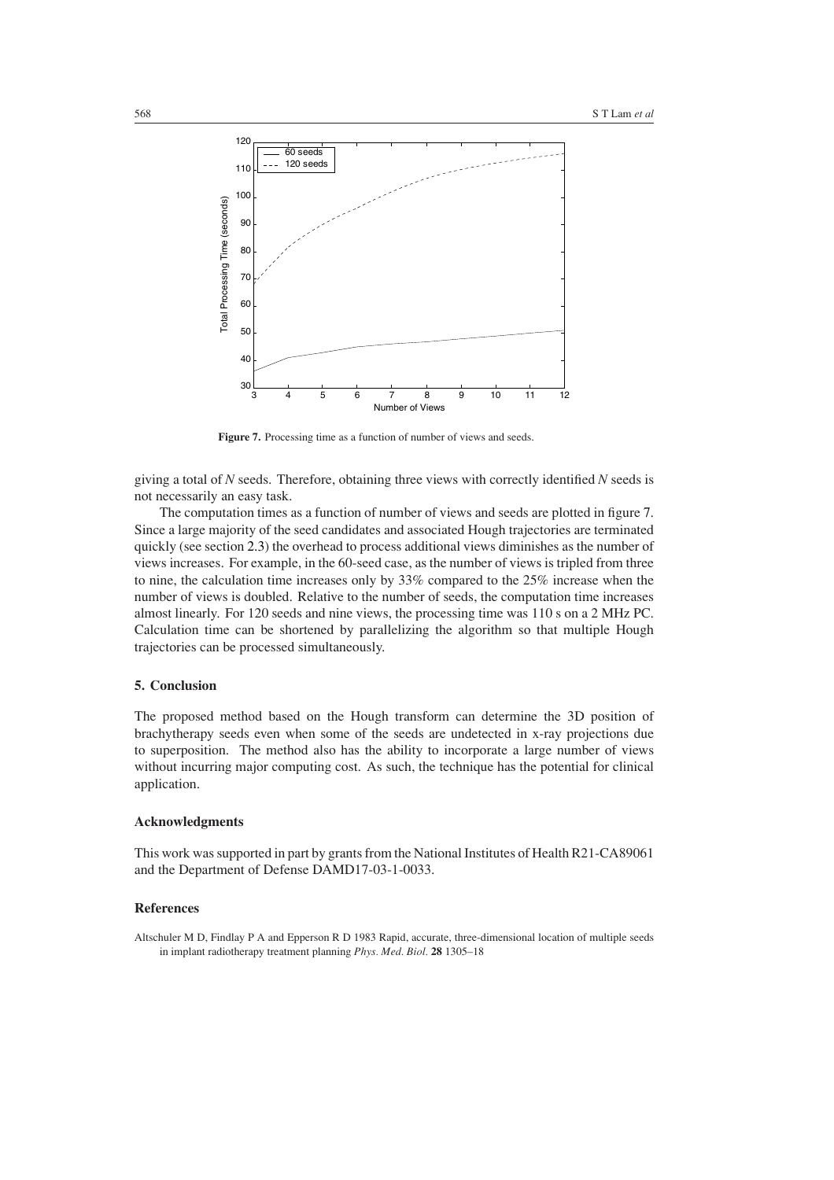120
110
100
90
80
70
60
50
40
30

Total Processing Time (seconds)

3 4 5 6 7 8 9 10 11 12

Number of Views

60 seeds
120 seeds

**Figure 7.** Processing time as a function of number of views and seeds.

giving a total of *N* seeds. Therefore, obtaining three views with correctly identified *N* seeds is not necessarily an easy task.

The computation times as a function of number of views and seeds are plotted in figure 7. Since a large majority of the seed candidates and associated Hough trajectories are terminated quickly (see section 2.3) the overhead to process additional views diminishes as the number of views increases. For example, in the 60-seed case, as the number of views is tripled from three to nine, the calculation time increases only by 33% compared to the 25% increase when the number of views is doubled. Relative to the number of seeds, the computation time increases almost linearly. For 120 seeds and nine views, the processing time was 110 s on a 2 MHz PC. Calculation time can be shortened by parallelizing the algorithm so that multiple Hough trajectories can be processed simultaneously.

## 5. Conclusion

The proposed method based on the Hough transform can determine the 3D position of brachytherapy seeds even when some of the seeds are undetected in x-ray projections due to superposition. The method also has the ability to incorporate a large number of views without incurring major computing cost. As such, the technique has the potential for clinical application.

## Acknowledgments

This work was supported in part by grants from the National Institutes of Health R21-CA89061 and the Department of Defense DAMD17-03-1-0033.

## References

Altschuler M D, Findlay P A and Epperson R D 1983 Rapid, accurate, three-dimensional location of multiple seeds in implant radiotherapy treatment planning *Phys. Med. Biol.* **28** 1305–18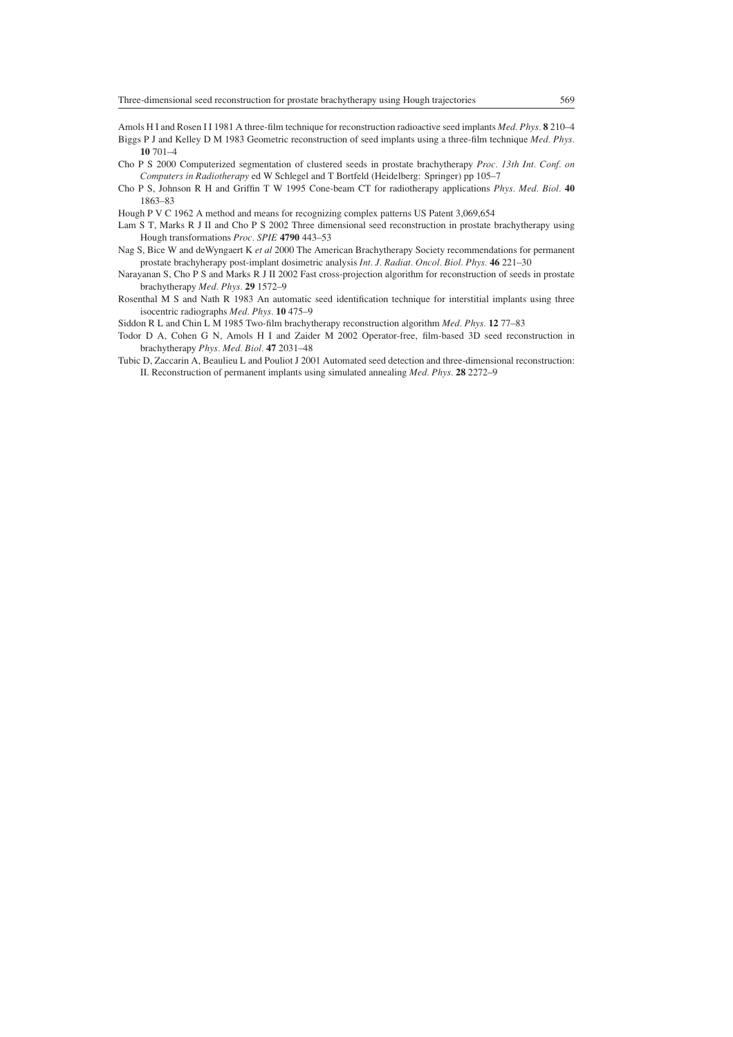Amols H I and Rosen I I 1981 A three-film technique for reconstruction radioactive seed implants *Med. Phys.* **8** 210–4

Biggs P J and Kelley D M 1983 Geometric reconstruction of seed implants using a three-film technique *Med. Phys.* **10** 701–4

Cho P S 2000 Computerized segmentation of clustered seeds in prostate brachytherapy *Proc. 13th Int. Conf. on Computers in Radiotherapy* ed W Schlegel and T Bortfeld (Heidelberg: Springer) pp 105–7

Cho P S, Johnson R H and Griffin T W 1995 Cone-beam CT for radiotherapy applications *Phys. Med. Biol.* **40** 1863–83

Hough P V C 1962 A method and means for recognizing complex patterns US Patent 3,069,654

Lam S T, Marks R J II and Cho P S 2002 Three dimensional seed reconstruction in prostate brachytherapy using Hough transformations *Proc. SPIE* **4790** 443–53

Nag S, Bice W and deWyngaert K *et al* 2000 The American Brachytherapy Society recommendations for permanent prostate brachyherapy post-implant dosimetric analysis *Int. J. Radiat. Oncol. Biol. Phys.* **46** 221–30

Narayanan S, Cho P S and Marks R J II 2002 Fast cross-projection algorithm for reconstruction of seeds in prostate brachytherapy *Med. Phys.* **29** 1572–9

Rosenthal M S and Nath R 1983 An automatic seed identification technique for interstitial implants using three isocentric radiographs *Med. Phys.* **10** 475–9

Siddon R L and Chin L M 1985 Two-film brachytherapy reconstruction algorithm *Med. Phys.* **12** 77–83

Todor D A, Cohen G N, Amols H I and Zaider M 2002 Operator-free, film-based 3D seed reconstruction in brachytherapy *Phys. Med. Biol.* **47** 2031–48

Tubic D, Zaccarin A, Beaulieu L and Pouliot J 2001 Automated seed detection and three-dimensional reconstruction: II. Reconstruction of permanent implants using simulated annealing *Med. Phys.* **28** 2272–9